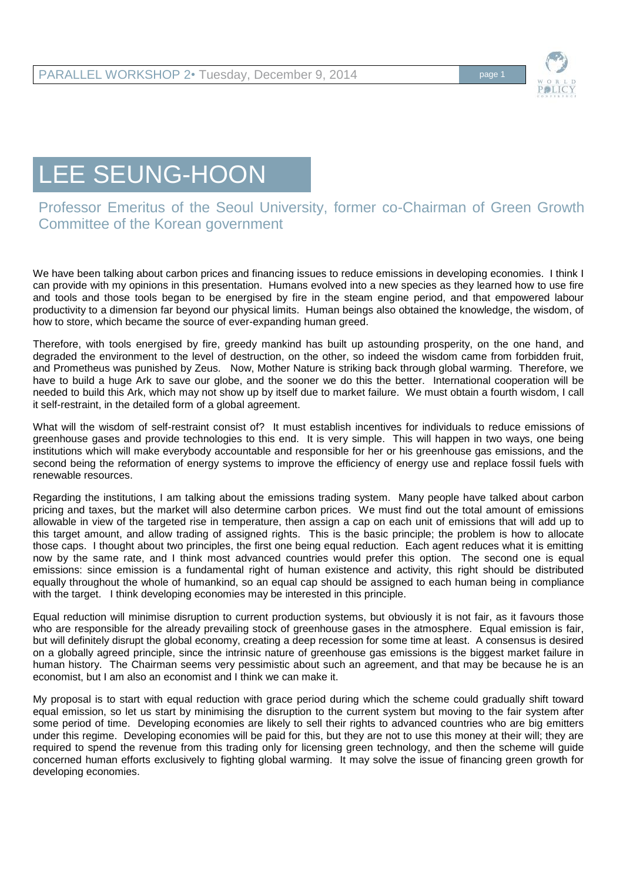# LEE SEUNG-HOON

## Professor Emeritus of the Seoul University, former co-Chairman of Green Growth Committee of the Korean government

We have been talking about carbon prices and financing issues to reduce emissions in developing economies. I think I can provide with my opinions in this presentation. Humans evolved into a new species as they learned how to use fire and tools and those tools began to be energised by fire in the steam engine period, and that empowered labour productivity to a dimension far beyond our physical limits. Human beings also obtained the knowledge, the wisdom, of how to store, which became the source of ever-expanding human greed.

Therefore, with tools energised by fire, greedy mankind has built up astounding prosperity, on the one hand, and degraded the environment to the level of destruction, on the other, so indeed the wisdom came from forbidden fruit, and Prometheus was punished by Zeus. Now, Mother Nature is striking back through global warming. Therefore, we have to build a huge Ark to save our globe, and the sooner we do this the better. International cooperation will be needed to build this Ark, which may not show up by itself due to market failure. We must obtain a fourth wisdom, I call it self-restraint, in the detailed form of a global agreement.

What will the wisdom of self-restraint consist of? It must establish incentives for individuals to reduce emissions of greenhouse gases and provide technologies to this end. It is very simple. This will happen in two ways, one being institutions which will make everybody accountable and responsible for her or his greenhouse gas emissions, and the second being the reformation of energy systems to improve the efficiency of energy use and replace fossil fuels with renewable resources.

Regarding the institutions, I am talking about the emissions trading system. Many people have talked about carbon pricing and taxes, but the market will also determine carbon prices. We must find out the total amount of emissions allowable in view of the targeted rise in temperature, then assign a cap on each unit of emissions that will add up to this target amount, and allow trading of assigned rights. This is the basic principle; the problem is how to allocate those caps. I thought about two principles, the first one being equal reduction. Each agent reduces what it is emitting now by the same rate, and I think most advanced countries would prefer this option. The second one is equal emissions: since emission is a fundamental right of human existence and activity, this right should be distributed equally throughout the whole of humankind, so an equal cap should be assigned to each human being in compliance with the target. I think developing economies may be interested in this principle.

Equal reduction will minimise disruption to current production systems, but obviously it is not fair, as it favours those who are responsible for the already prevailing stock of greenhouse gases in the atmosphere. Equal emission is fair, but will definitely disrupt the global economy, creating a deep recession for some time at least. A consensus is desired on a globally agreed principle, since the intrinsic nature of greenhouse gas emissions is the biggest market failure in human history. The Chairman seems very pessimistic about such an agreement, and that may be because he is an economist, but I am also an economist and I think we can make it.

My proposal is to start with equal reduction with grace period during which the scheme could gradually shift toward equal emission, so let us start by minimising the disruption to the current system but moving to the fair system after some period of time. Developing economies are likely to sell their rights to advanced countries who are big emitters under this regime. Developing economies will be paid for this, but they are not to use this money at their will; they are required to spend the revenue from this trading only for licensing green technology, and then the scheme will guide concerned human efforts exclusively to fighting global warming. It may solve the issue of financing green growth for developing economies.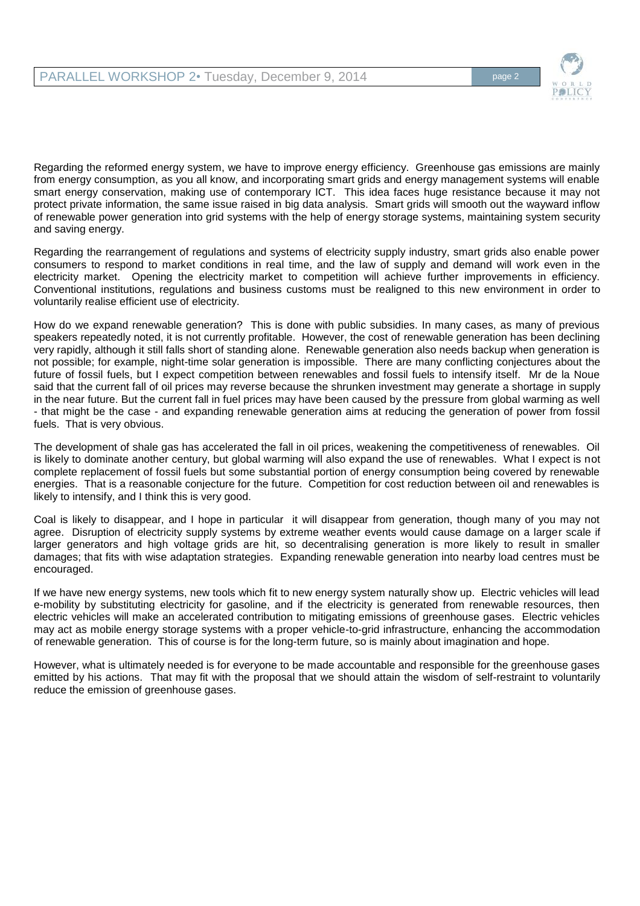Regarding the reformed energy system, we have to improve energy efficiency. Greenhouse gas emissions are mainly from energy consumption, as you all know, and incorporating smart grids and energy management systems will enable smart energy conservation, making use of contemporary ICT. This idea faces huge resistance because it may not protect private information, the same issue raised in big data analysis. Smart grids will smooth out the wayward inflow of renewable power generation into grid systems with the help of energy storage systems, maintaining system security and saving energy.

Regarding the rearrangement of regulations and systems of electricity supply industry, smart grids also enable power consumers to respond to market conditions in real time, and the law of supply and demand will work even in the electricity market. Opening the electricity market to competition will achieve further improvements in efficiency. Conventional institutions, regulations and business customs must be realigned to this new environment in order to voluntarily realise efficient use of electricity.

How do we expand renewable generation? This is done with public subsidies. In many cases, as many of previous speakers repeatedly noted, it is not currently profitable. However, the cost of renewable generation has been declining very rapidly, although it still falls short of standing alone. Renewable generation also needs backup when generation is not possible; for example, night-time solar generation is impossible. There are many conflicting conjectures about the future of fossil fuels, but I expect competition between renewables and fossil fuels to intensify itself. Mr de la Noue said that the current fall of oil prices may reverse because the shrunken investment may generate a shortage in supply in the near future. But the current fall in fuel prices may have been caused by the pressure from global warming as well - that might be the case - and expanding renewable generation aims at reducing the generation of power from fossil fuels. That is very obvious.

The development of shale gas has accelerated the fall in oil prices, weakening the competitiveness of renewables. Oil is likely to dominate another century, but global warming will also expand the use of renewables. What I expect is not complete replacement of fossil fuels but some substantial portion of energy consumption being covered by renewable energies. That is a reasonable conjecture for the future. Competition for cost reduction between oil and renewables is likely to intensify, and I think this is very good.

Coal is likely to disappear, and I hope in particular it will disappear from generation, though many of you may not agree. Disruption of electricity supply systems by extreme weather events would cause damage on a larger scale if larger generators and high voltage grids are hit, so decentralising generation is more likely to result in smaller damages; that fits with wise adaptation strategies. Expanding renewable generation into nearby load centres must be encouraged.

If we have new energy systems, new tools which fit to new energy system naturally show up. Electric vehicles will lead e-mobility by substituting electricity for gasoline, and if the electricity is generated from renewable resources, then electric vehicles will make an accelerated contribution to mitigating emissions of greenhouse gases. Electric vehicles may act as mobile energy storage systems with a proper vehicle-to-grid infrastructure, enhancing the accommodation of renewable generation. This of course is for the long-term future, so is mainly about imagination and hope.

However, what is ultimately needed is for everyone to be made accountable and responsible for the greenhouse gases emitted by his actions. That may fit with the proposal that we should attain the wisdom of self-restraint to voluntarily reduce the emission of greenhouse gases.